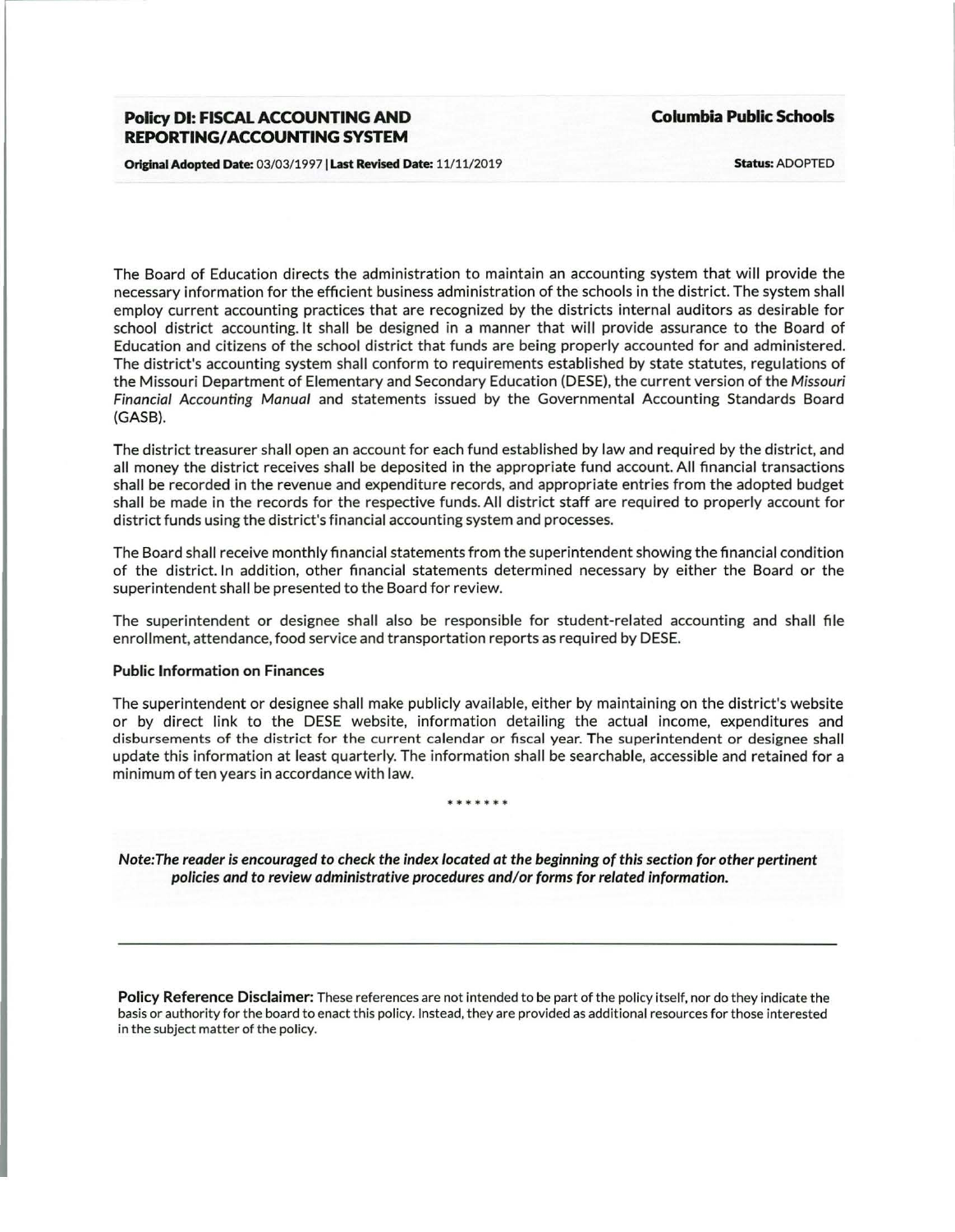# Policy DI: FISCAL ACCOUNTING AND REPORTING/ACCOUNTING SYSTEM

**Columbia Public Schools**

**Original Adopted Date:** 03/03/1997 | **Last Revised Date:** 11/11/2019

**Status:** ADOPTED

The Board of Education directs the administration to maintain an accounting system that will provide the necessary information for the efficient business administration of the schools in the district. The system shall employ current accounting practices that are recognized by the districts internal auditors as desirable for school district accounting. It shall be designed in a manner that will provide assurance to the Board of Education and citizens of the school district that funds are being properly accounted for and administered. The district's accounting system shall conform to requirements established by state statutes, regulations of the Missouri Department of Elementary and Secondary Education (DESE), the current version of the *Missouri Financial Accounting Manual* and statements issued by the Governmental Accounting Standards Board (GASB).

The district treasurer shall open an account for each fund established by law and required by the district, and all money the district receives shall be deposited in the appropriate fund account. All financial transactions shall be recorded in the revenue and expenditure records, and appropriate entries from the adopted budget shall be made in the records for the respective funds. All district staff are required to properly account for district funds using the district's financial accounting system and processes.

The Board shall receive monthly financial statements from the superintendent showing the financial condition of the district. In addition, other financial statements determined necessary by either the Board or the superintendent shall be presented to the Board for review.

The superintendent or designee shall also be responsible for student-related accounting and shall file enrollment, attendance, food service and transportation reports as required by DESE.

### Public Information on Finances

The superintendent or designee shall make publicly available, either by maintaining on the district's website or by direct link to the DESE website, information detailing the actual income, expenditures and disbursements of the district for the current calendar or fiscal year. The superintendent or designee shall update this information at least quarterly. The information shall be searchable, accessible and retained for a minimum of ten years in accordance with law.

*******

***Note: The reader is encouraged to check the index located at the beginning of this section for other pertinent policies and to review administrative procedures and/or forms for related information.***

---

**Policy Reference Disclaimer:** These references are not intended to be part of the policy itself, nor do they indicate the basis or authority for the board to enact this policy. Instead, they are provided as additional resources for those interested in the subject matter of the policy.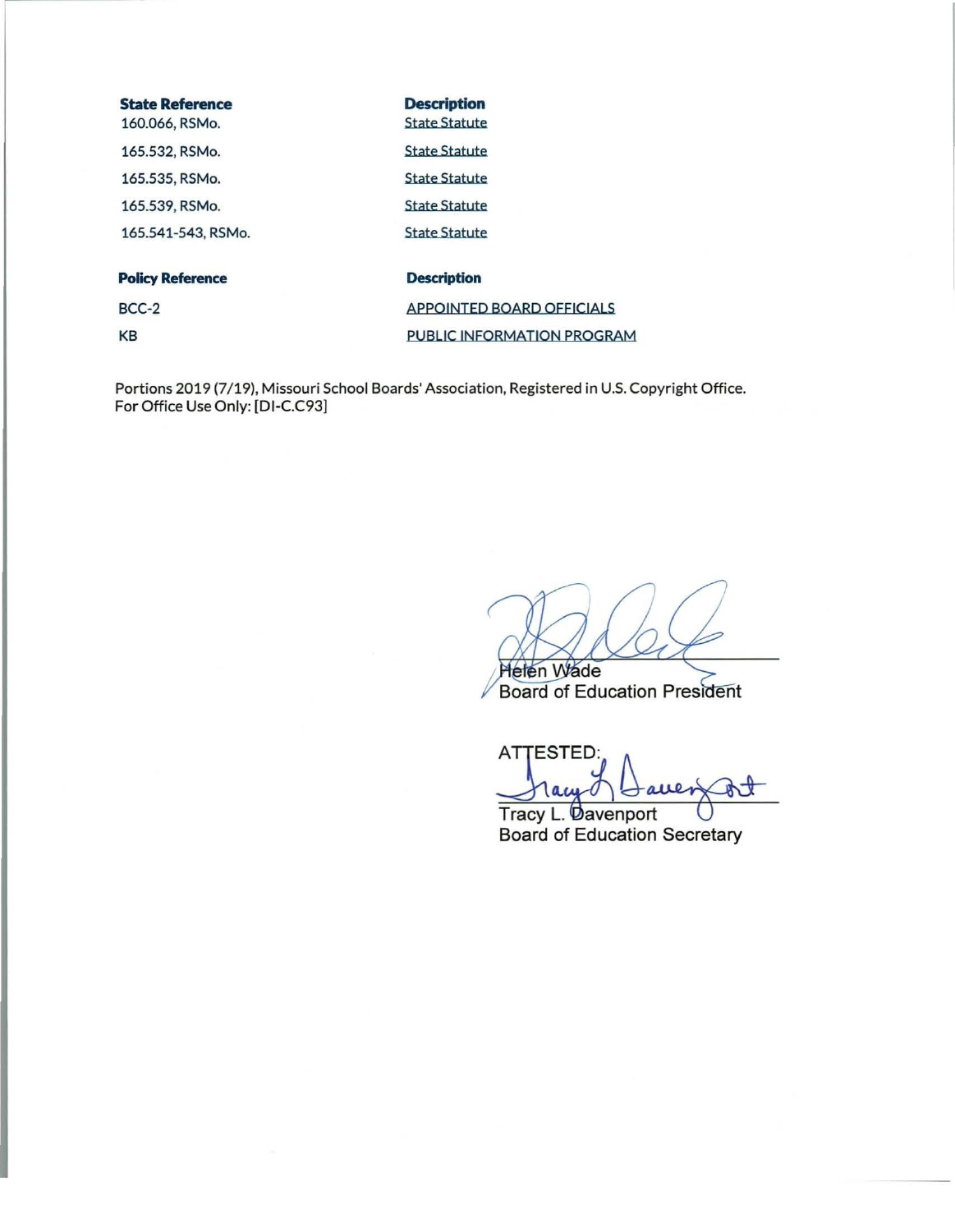| State Reference | Description |
| --- | --- |
| 160.066, RSMo. | State Statute |
| 165.532, RSMo. | State Statute |
| 165.535, RSMo. | State Statute |
| 165.539, RSMo. | State Statute |
| 165.541-543, RSMo. | State Statute |

| Policy Reference | Description |
| --- | --- |
| BCC-2 | APPOINTED BOARD OFFICIALS |
| KB | PUBLIC INFORMATION PROGRAM |

Portions 2019 (7/19), Missouri School Boards' Association, Registered in U.S. Copyright Office.
For Office Use Only: [DI-C.C93]

Helen Wade
Board of Education President

ATTESTED:

Tracy L. Davenport
Board of Education Secretary